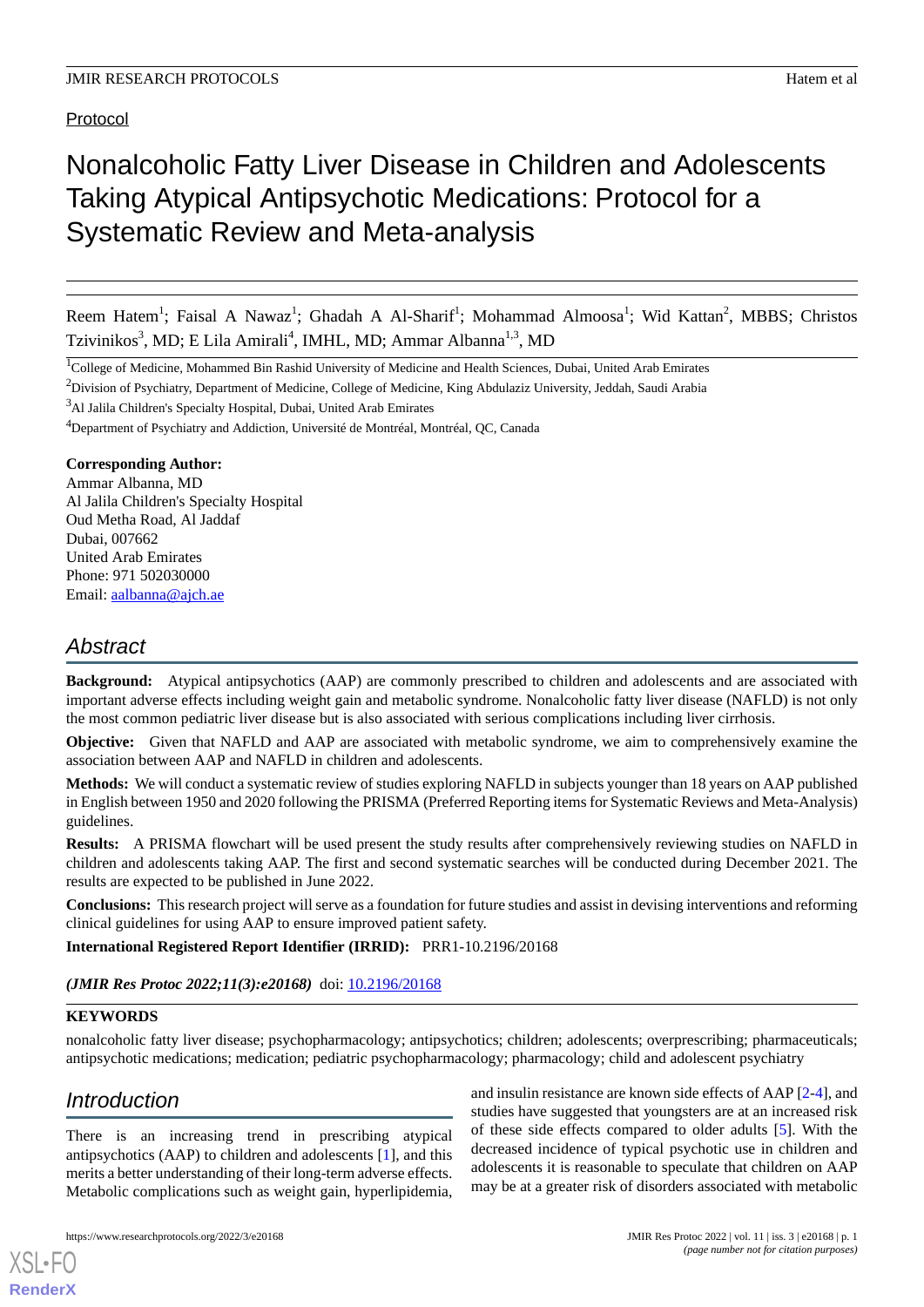Protocol

# Nonalcoholic Fatty Liver Disease in Children and Adolescents Taking Atypical Antipsychotic Medications: Protocol for a Systematic Review and Meta-analysis

Reem Hatem[1]; Faisal A Nawaz[1]; Ghadah A Al-Sharif[1]; Mohammad Almoosa[1]; Wid Kattan[2], MBBS; Christos Tzivinikos[3], MD; E Lila Amirali[4], IMHL, MD; Ammar Albanna[1,3], MD

[1]College of Medicine, Mohammed Bin Rashid University of Medicine and Health Sciences, Dubai, United Arab Emirates

[2]Division of Psychiatry, Department of Medicine, College of Medicine, King Abdulaziz University, Jeddah, Saudi Arabia

[3]Al Jalila Children's Specialty Hospital, Dubai, United Arab Emirates

[4]Department of Psychiatry and Addiction, Université de Montréal, Montréal, QC, Canada

**Corresponding Author:**
Ammar Albanna, MD
Al Jalila Children's Specialty Hospital
Oud Metha Road, Al Jaddaf
Dubai, 007662
United Arab Emirates
Phone: 971 502030000
Email: aalbanna@ajch.ae

## Abstract

**Background:** Atypical antipsychotics (AAP) are commonly prescribed to children and adolescents and are associated with important adverse effects including weight gain and metabolic syndrome. Nonalcoholic fatty liver disease (NAFLD) is not only the most common pediatric liver disease but is also associated with serious complications including liver cirrhosis.

**Objective:** Given that NAFLD and AAP are associated with metabolic syndrome, we aim to comprehensively examine the association between AAP and NAFLD in children and adolescents.

**Methods:** We will conduct a systematic review of studies exploring NAFLD in subjects younger than 18 years on AAP published in English between 1950 and 2020 following the PRISMA (Preferred Reporting items for Systematic Reviews and Meta-Analysis) guidelines.

**Results:** A PRISMA flowchart will be used present the study results after comprehensively reviewing studies on NAFLD in children and adolescents taking AAP. The first and second systematic searches will be conducted during December 2021. The results are expected to be published in June 2022.

**Conclusions:** This research project will serve as a foundation for future studies and assist in devising interventions and reforming clinical guidelines for using AAP to ensure improved patient safety.

**International Registered Report Identifier (IRRID):** PRR1-10.2196/20168

***(JMIR Res Protoc 2022;11(3):e20168)*** doi: 10.2196/20168

**KEYWORDS**

nonalcoholic fatty liver disease; psychopharmacology; antipsychotics; children; adolescents; overprescribing; pharmaceuticals; antipsychotic medications; medication; pediatric psychopharmacology; pharmacology; child and adolescent psychiatry

## Introduction

There is an increasing trend in prescribing atypical antipsychotics (AAP) to children and adolescents [1], and this merits a better understanding of their long-term adverse effects. Metabolic complications such as weight gain, hyperlipidemia, and insulin resistance are known side effects of AAP [2-4], and studies have suggested that youngsters are at an increased risk of these side effects compared to older adults [5]. With the decreased incidence of typical psychotic use in children and adolescents it is reasonable to speculate that children on AAP may be at a greater risk of disorders associated with metabolic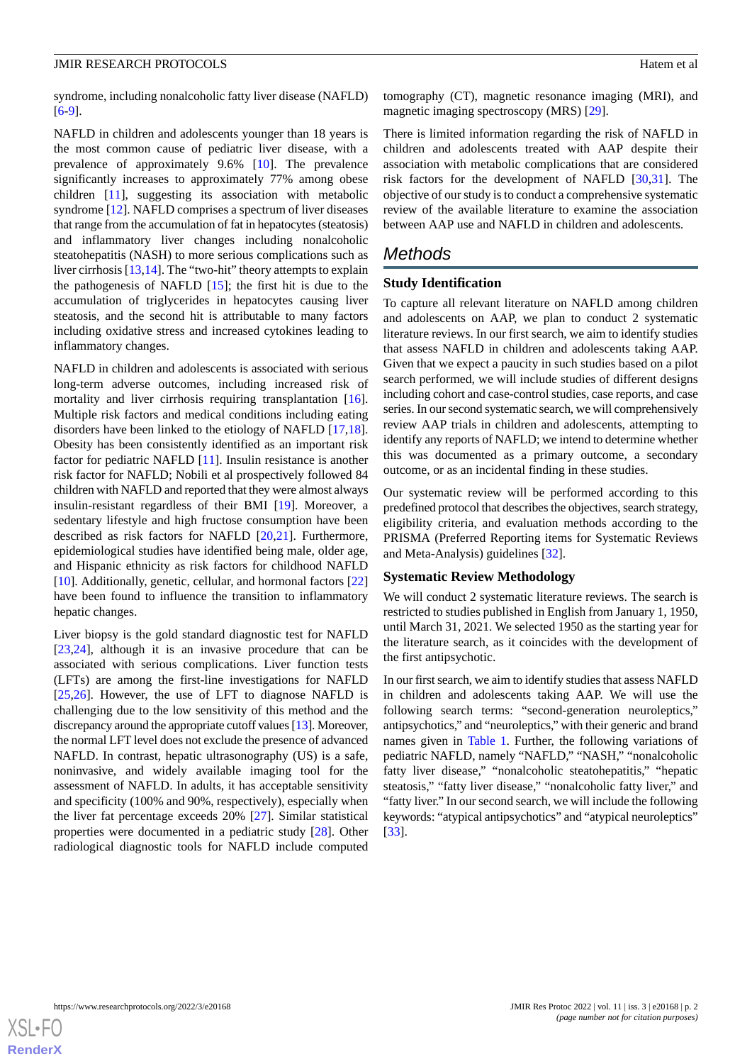syndrome, including nonalcoholic fatty liver disease (NAFLD) [6-9].

NAFLD in children and adolescents younger than 18 years is the most common cause of pediatric liver disease, with a prevalence of approximately 9.6% [10]. The prevalence significantly increases to approximately 77% among obese children [11], suggesting its association with metabolic syndrome [12]. NAFLD comprises a spectrum of liver diseases that range from the accumulation of fat in hepatocytes (steatosis) and inflammatory liver changes including nonalcoholic steatohepatitis (NASH) to more serious complications such as liver cirrhosis [13,14]. The "two-hit" theory attempts to explain the pathogenesis of NAFLD [15]; the first hit is due to the accumulation of triglycerides in hepatocytes causing liver steatosis, and the second hit is attributable to many factors including oxidative stress and increased cytokines leading to inflammatory changes.

NAFLD in children and adolescents is associated with serious long-term adverse outcomes, including increased risk of mortality and liver cirrhosis requiring transplantation [16]. Multiple risk factors and medical conditions including eating disorders have been linked to the etiology of NAFLD [17,18]. Obesity has been consistently identified as an important risk factor for pediatric NAFLD [11]. Insulin resistance is another risk factor for NAFLD; Nobili et al prospectively followed 84 children with NAFLD and reported that they were almost always insulin-resistant regardless of their BMI [19]. Moreover, a sedentary lifestyle and high fructose consumption have been described as risk factors for NAFLD [20,21]. Furthermore, epidemiological studies have identified being male, older age, and Hispanic ethnicity as risk factors for childhood NAFLD [10]. Additionally, genetic, cellular, and hormonal factors [22] have been found to influence the transition to inflammatory hepatic changes.

Liver biopsy is the gold standard diagnostic test for NAFLD [23,24], although it is an invasive procedure that can be associated with serious complications. Liver function tests (LFTs) are among the first-line investigations for NAFLD [25,26]. However, the use of LFT to diagnose NAFLD is challenging due to the low sensitivity of this method and the discrepancy around the appropriate cutoff values [13]. Moreover, the normal LFT level does not exclude the presence of advanced NAFLD. In contrast, hepatic ultrasonography (US) is a safe, noninvasive, and widely available imaging tool for the assessment of NAFLD. In adults, it has acceptable sensitivity and specificity (100% and 90%, respectively), especially when the liver fat percentage exceeds 20% [27]. Similar statistical properties were documented in a pediatric study [28]. Other radiological diagnostic tools for NAFLD include computed tomography (CT), magnetic resonance imaging (MRI), and magnetic imaging spectroscopy (MRS) [29].

There is limited information regarding the risk of NAFLD in children and adolescents treated with AAP despite their association with metabolic complications that are considered risk factors for the development of NAFLD [30,31]. The objective of our study is to conduct a comprehensive systematic review of the available literature to examine the association between AAP use and NAFLD in children and adolescents.

## Methods

### Study Identification

To capture all relevant literature on NAFLD among children and adolescents on AAP, we plan to conduct 2 systematic literature reviews. In our first search, we aim to identify studies that assess NAFLD in children and adolescents taking AAP. Given that we expect a paucity in such studies based on a pilot search performed, we will include studies of different designs including cohort and case-control studies, case reports, and case series. In our second systematic search, we will comprehensively review AAP trials in children and adolescents, attempting to identify any reports of NAFLD; we intend to determine whether this was documented as a primary outcome, a secondary outcome, or as an incidental finding in these studies.

Our systematic review will be performed according to this predefined protocol that describes the objectives, search strategy, eligibility criteria, and evaluation methods according to the PRISMA (Preferred Reporting items for Systematic Reviews and Meta-Analysis) guidelines [32].

### Systematic Review Methodology

We will conduct 2 systematic literature reviews. The search is restricted to studies published in English from January 1, 1950, until March 31, 2021. We selected 1950 as the starting year for the literature search, as it coincides with the development of the first antipsychotic.

In our first search, we aim to identify studies that assess NAFLD in children and adolescents taking AAP. We will use the following search terms: "second-generation neuroleptics," antipsychotics," and "neuroleptics," with their generic and brand names given in Table 1. Further, the following variations of pediatric NAFLD, namely "NAFLD," "NASH," "nonalcoholic fatty liver disease," "nonalcoholic steatohepatitis," "hepatic steatosis," "fatty liver disease," "nonalcoholic fatty liver," and "fatty liver." In our second search, we will include the following keywords: "atypical antipsychotics" and "atypical neuroleptics" [33].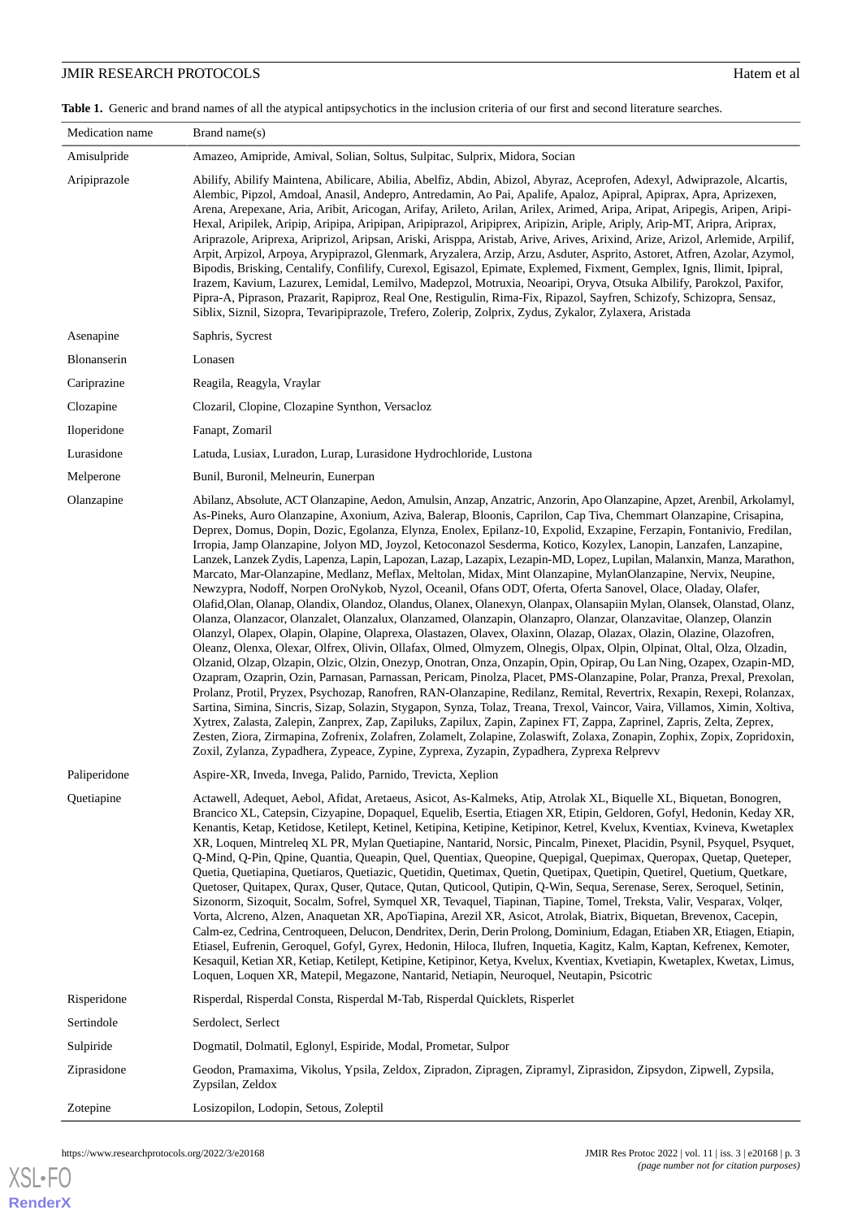**Table 1.** Generic and brand names of all the atypical antipsychotics in the inclusion criteria of our first and second literature searches.

| Medication name | Brand name(s) |
|---|---|
| Amisulpride | Amazeo, Amipride, Amival, Solian, Soltus, Sulpitac, Sulprix, Midora, Socian |
| Aripiprazole | Abilify, Abilify Maintena, Abilicare, Abilia, Abelfiz, Abdin, Abizol, Abyraz, Aceprofen, Adexyl, Adwiprazole, Alcartis, Alembic, Pipzol, Amdoal, Anasil, Andepro, Antredamin, Ao Pai, Apalife, Apaloz, Apipral, Apiprax, Apra, Aprizexen, Arena, Arepexane, Aria, Aribit, Aricogan, Arifay, Arileto, Arilan, Arilex, Arimed, Aripa, Aripat, Aripegis, Aripen, Aripi-Hexal, Aripilek, Aripip, Aripipa, Aripipan, Aripiprazol, Aripiprex, Aripizin, Ariple, Ariply, Arip-MT, Aripra, Ariprax, Aripazole, Ariprexa, Ariprizol, Aripsan, Ariski, Arisppa, Aristab, Arive, Arives, Arixind, Arize, Arizol, Arlemide, Arpilif, Arpit, Arpizol, Arpoya, Arypiprazol, Glenmark, Aryzalera, Arzip, Arzu, Asduter, Asprito, Astoret, Atfren, Azolar, Azymol, Bipodis, Brisking, Centalify, Confilify, Curexol, Egisazol, Epimate, Explemed, Fixment, Gemplex, Ignis, Ilimit, Ipipral, Irazem, Kavium, Lazurex, Lemidal, Lemilvo, Madepzol, Motruxia, Neoaripi, Oryva, Otsuka Albilify, Parokzol, Paxifor, Pipra-A, Piprason, Prazarit, Rapiproz, Real One, Restigulin, Rima-Fix, Ripazol, Sayfren, Schizofy, Schizopra, Sensaz, Siblix, Siznil, Sizopra, Tevaripiprazole, Trefero, Zolerip, Zolprix, Zydus, Zykalor, Zylaxera, Aristada |
| Asenapine | Saphris, Sycrest |
| Blonanserin | Lonasen |
| Cariprazine | Reagila, Reagyla, Vraylar |
| Clozapine | Clozaril, Clopine, Clozapine Synthon, Versacloz |
| Iloperidone | Fanapt, Zomaril |
| Lurasidone | Latuda, Lusiax, Luradon, Lurap, Lurasidone Hydrochloride, Lustona |
| Melperone | Bunil, Buronil, Melneurin, Eunerpan |
| Olanzapine | Abilanz, Absolute, ACT Olanzapine, Aedon, Amulsin, Anzap, Anzatric, Anzorin, Apo Olanzapine, Apzet, Arenbil, Arkolamyl, As-Pineks, Auro Olanzapine, Axonium, Aziva, Balerap, Bloonis, Caprilon, Cap Tiva, Chemmart Olanzapine, Crisapina, Deprex, Domus, Dopin, Dozic, Egolanza, Elynza, Enolex, Epilanz-10, Expolid, Exzapine, Ferzapin, Fontanivio, Fredilan, Irropia, Jamp Olanzapine, Jolyon MD, Joyzol, Ketoconazol Sesderma, Kotico, Kozylex, Lanopin, Lanzafen, Lanzapine, Lanzek, Lanzek Zydis, Lapenza, Lapin, Lapozan, Lazap, Lazapix, Lezapin-MD, Lopez, Lupilan, Malanxin, Manza, Marathon, Marcato, Mar-Olanzapine, Medlanz, Meflax, Meltolan, Midax, Mint Olanzapine, MylanOlanzapine, Nervix, Neupine, Newzypra, Nodoff, Norpen OroNykob, Nyzol, Oceanil, Ofans ODT, Oferta, Oferta Sanovel, Olace, Oladay, Olafer, Olafid,Olan, Olanap, Olandix, Olandoz, Olandus, Olanex, Olanexyn, Olanpax, Olansapiin Mylan, Olansek, Olanstad, Olanz, Olanza, Olanzacor, Olanzalet, Olanzalux, Olanzamed, Olanzapin, Olanzapro, Olanzar, Olanzavitae, Olanzep, Olanzin Olanzyl, Olapex, Olapin, Olapine, Olaprexa, Olastazen, Olavex, Olaxinn, Olazap, Olazax, Olazin, Olazine, Olazofren, Oleanz, Olenxa, Olexar, Olfrex, Olivin, Ollafax, Olmed, Olmyzem, Olnegis, Olpax, Olpin, Olpinat, Oltal, Olza, Olzadin, Olzanid, Olzap, Olzapin, Olzic, Olzin, Onezyp, Onotran, Onza, Onzapin, Opin, Opirap, Ou Lan Ning, Ozapex, Ozapin-MD, Ozapram, Ozaprin, Ozin, Parnasan, Parnassan, Pericam, Pinolza, Placet, PMS-Olanzapine, Polar, Pranza, Prexal, Prexolan, Prolanz, Protil, Pryzex, Psychozap, Ranofren, RAN-Olanzapine, Redilanz, Remital, Revertrix, Rexapin, Rexepi, Rolanzax, Sartina, Simina, Sincris, Sizap, Solazin, Stygapon, Synza, Tolaz, Treana, Trexol, Vaincor, Vaira, Villamos, Ximin, Xoltiva, Xytrex, Zalasta, Zalepin, Zanprex, Zap, Zapiluks, Zapilux, Zapin, Zapinex FT, Zappa, Zaprinel, Zapris, Zelta, Zeprex, Zesten, Ziora, Zirmapina, Zofrenix, Zolafren, Zolamelt, Zolapine, Zolaswift, Zolaxa, Zonapin, Zophix, Zopix, Zopridoxin, Zoxil, Zylanza, Zypadhera, Zypeace, Zypine, Zyprexa, Zyzapin, Zypadhera, Zyprexa Relprevv |
| Paliperidone | Aspire-XR, Inveda, Invega, Palido, Parnido, Trevicta, Xeplion |
| Quetiapine | Actawell, Adequet, Aebol, Afidat, Aretaeus, Asicot, As-Kalmeks, Atip, Atrolak XL, Biquelle XL, Biquetan, Bonogren, Brancico XL, Catepsin, Cizyapine, Dopaquel, Equelib, Esertia, Etiagen XR, Etipin, Geldoren, Gofyl, Hedonin, Keday XR, Kenantis, Ketap, Ketidose, Ketilept, Ketinel, Ketipina, Ketipine, Ketipinor, Ketrel, Kvelux, Kventiax, Kvineva, Kwetaplex XR, Loquen, Mintreleq XL PR, Mylan Quetiapine, Nantarid, Norsic, Pincalm, Pinexet, Placidin, Psynil, Psyquel, Psyquet, Q-Mind, Q-Pin, Qpine, Quantia, Queapin, Quel, Quentiax, Queopine, Quepigal, Quepimax, Queropax, Quetap, Queteper, Quetia, Quetiapina, Quetiaros, Quetiazic, Quetidin, Quetimax, Quetin, Quetipax, Quetipin, Quetirel, Quetium, Quetkare, Quetoser, Quitapex, Qurax, Quser, Qutace, Qutan, Quticool, Qutipin, Q-Win, Sequa, Serenase, Serex, Seroquel, Setinin, Sizonorm, Sizoquit, Socalm, Sofrel, Symquel XR, Tevaquel, Tiapinan, Tiapine, Tomel, Treksta, Valir, Vesparax, Volqer, Vorta, Alcreno, Alzen, Anaquetan XR, ApoTiapina, Arezil XR, Asicot, Atrolak, Biatrix, Biquetan, Brevenox, Cacepin, Calm-ez, Cedrina, Centroqueen, Delucon, Dendritex, Derin, Derin Prolong, Dominium, Edagan, Etiaben XR, Etiagen, Etiapin, Etiasel, Eufrenin, Geroquel, Gofyl, Gyrex, Hedonin, Hiloca, Ilufren, Inquetia, Kagitz, Kalm, Kaptan, Kefrenex, Kemoter, Kesaquil, Ketian XR, Ketiap, Ketilept, Ketipine, Ketipinor, Ketya, Kvelux, Kventiax, Kvetiapin, Kwetaplex, Kwetax, Limus, Loquen, Loquen XR, Matepil, Megazone, Nantarid, Netiapin, Neuroquel, Neutapin, Psicotric |
| Risperidone | Risperdal, Risperdal Consta, Risperdal M-Tab, Risperdal Quicklets, Risperlet |
| Sertindole | Serdolect, Serlect |
| Sulpiride | Dogmatil, Dolmatil, Eglonyl, Espiride, Modal, Prometar, Sulpor |
| Ziprasidone | Geodon, Pramaxima, Vikolus, Ypsila, Zeldox, Zipradon, Zipragen, Zipramyl, Ziprasidon, Zipsydon, Zipwell, Zypsila, Zypsilan, Zeldox |
| Zotepine | Losizopilon, Lodopin, Setous, Zoleptil |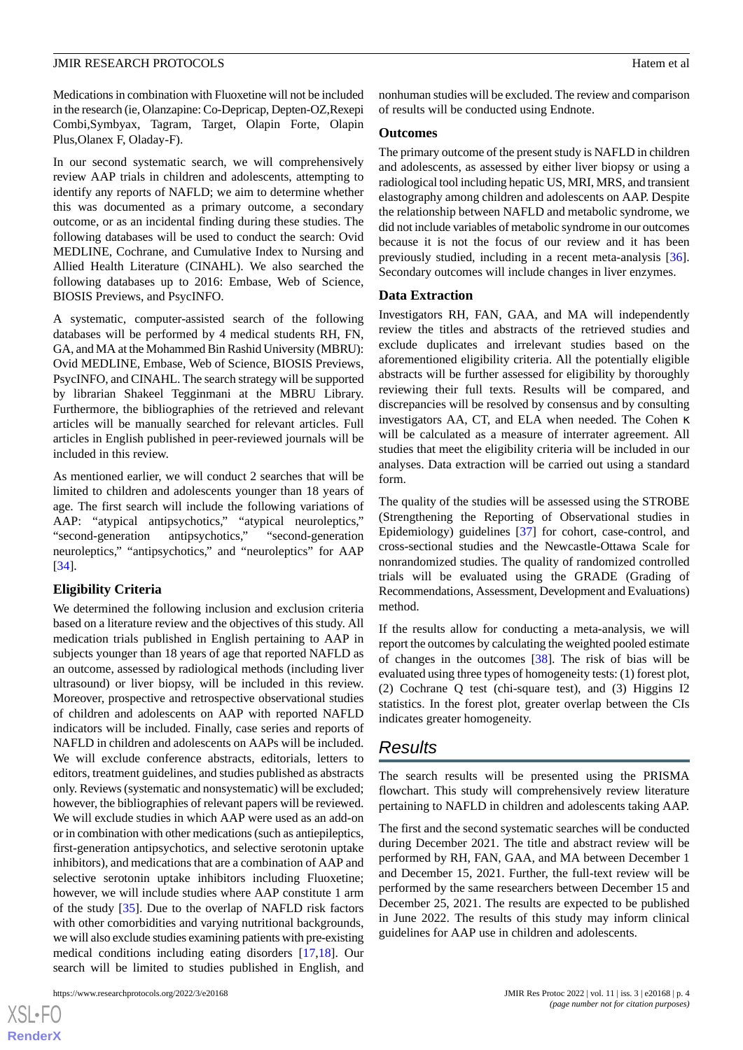Medications in combination with Fluoxetine will not be included in the research (ie, Olanzapine: Co-Depricap, Depten-OZ,Rexepi Combi,Symbyax, Tagram, Target, Olapin Forte, Olapin Plus,Olanex F, Oladay-F).

In our second systematic search, we will comprehensively review AAP trials in children and adolescents, attempting to identify any reports of NAFLD; we aim to determine whether this was documented as a primary outcome, a secondary outcome, or as an incidental finding during these studies. The following databases will be used to conduct the search: Ovid MEDLINE, Cochrane, and Cumulative Index to Nursing and Allied Health Literature (CINAHL). We also searched the following databases up to 2016: Embase, Web of Science, BIOSIS Previews, and PsycINFO.

A systematic, computer-assisted search of the following databases will be performed by 4 medical students RH, FN, GA, and MA at the Mohammed Bin Rashid University (MBRU): Ovid MEDLINE, Embase, Web of Science, BIOSIS Previews, PsycINFO, and CINAHL. The search strategy will be supported by librarian Shakeel Tegginmani at the MBRU Library. Furthermore, the bibliographies of the retrieved and relevant articles will be manually searched for relevant articles. Full articles in English published in peer-reviewed journals will be included in this review.

As mentioned earlier, we will conduct 2 searches that will be limited to children and adolescents younger than 18 years of age. The first search will include the following variations of AAP: "atypical antipsychotics," "atypical neuroleptics," "second-generation antipsychotics," "second-generation neuroleptics," "antipsychotics," and "neuroleptics" for AAP [34].

### Eligibility Criteria

We determined the following inclusion and exclusion criteria based on a literature review and the objectives of this study. All medication trials published in English pertaining to AAP in subjects younger than 18 years of age that reported NAFLD as an outcome, assessed by radiological methods (including liver ultrasound) or liver biopsy, will be included in this review. Moreover, prospective and retrospective observational studies of children and adolescents on AAP with reported NAFLD indicators will be included. Finally, case series and reports of NAFLD in children and adolescents on AAPs will be included. We will exclude conference abstracts, editorials, letters to editors, treatment guidelines, and studies published as abstracts only. Reviews (systematic and nonsystematic) will be excluded; however, the bibliographies of relevant papers will be reviewed. We will exclude studies in which AAP were used as an add-on or in combination with other medications (such as antiepileptics, first-generation antipsychotics, and selective serotonin uptake inhibitors), and medications that are a combination of AAP and selective serotonin uptake inhibitors including Fluoxetine; however, we will include studies where AAP constitute 1 arm of the study [35]. Due to the overlap of NAFLD risk factors with other comorbidities and varying nutritional backgrounds, we will also exclude studies examining patients with pre-existing medical conditions including eating disorders [17,18]. Our search will be limited to studies published in English, and nonhuman studies will be excluded. The review and comparison of results will be conducted using Endnote.

### Outcomes

The primary outcome of the present study is NAFLD in children and adolescents, as assessed by either liver biopsy or using a radiological tool including hepatic US, MRI, MRS, and transient elastography among children and adolescents on AAP. Despite the relationship between NAFLD and metabolic syndrome, we did not include variables of metabolic syndrome in our outcomes because it is not the focus of our review and it has been previously studied, including in a recent meta-analysis [36]. Secondary outcomes will include changes in liver enzymes.

### Data Extraction

Investigators RH, FAN, GAA, and MA will independently review the titles and abstracts of the retrieved studies and exclude duplicates and irrelevant studies based on the aforementioned eligibility criteria. All the potentially eligible abstracts will be further assessed for eligibility by thoroughly reviewing their full texts. Results will be compared, and discrepancies will be resolved by consensus and by consulting investigators AA, CT, and ELA when needed. The Cohen $\kappa$ will be calculated as a measure of interrater agreement. All studies that meet the eligibility criteria will be included in our analyses. Data extraction will be carried out using a standard form.

The quality of the studies will be assessed using the STROBE (Strengthening the Reporting of Observational studies in Epidemiology) guidelines [37] for cohort, case-control, and cross-sectional studies and the Newcastle-Ottawa Scale for nonrandomized studies. The quality of randomized controlled trials will be evaluated using the GRADE (Grading of Recommendations, Assessment, Development and Evaluations) method.

If the results allow for conducting a meta-analysis, we will report the outcomes by calculating the weighted pooled estimate of changes in the outcomes [38]. The risk of bias will be evaluated using three types of homogeneity tests: (1) forest plot, (2) Cochrane Q test (chi-square test), and (3) Higgins I2 statistics. In the forest plot, greater overlap between the CIs indicates greater homogeneity.

## Results

The search results will be presented using the PRISMA flowchart. This study will comprehensively review literature pertaining to NAFLD in children and adolescents taking AAP.

The first and the second systematic searches will be conducted during December 2021. The title and abstract review will be performed by RH, FAN, GAA, and MA between December 1 and December 15, 2021. Further, the full-text review will be performed by the same researchers between December 15 and December 25, 2021. The results are expected to be published in June 2022. The results of this study may inform clinical guidelines for AAP use in children and adolescents.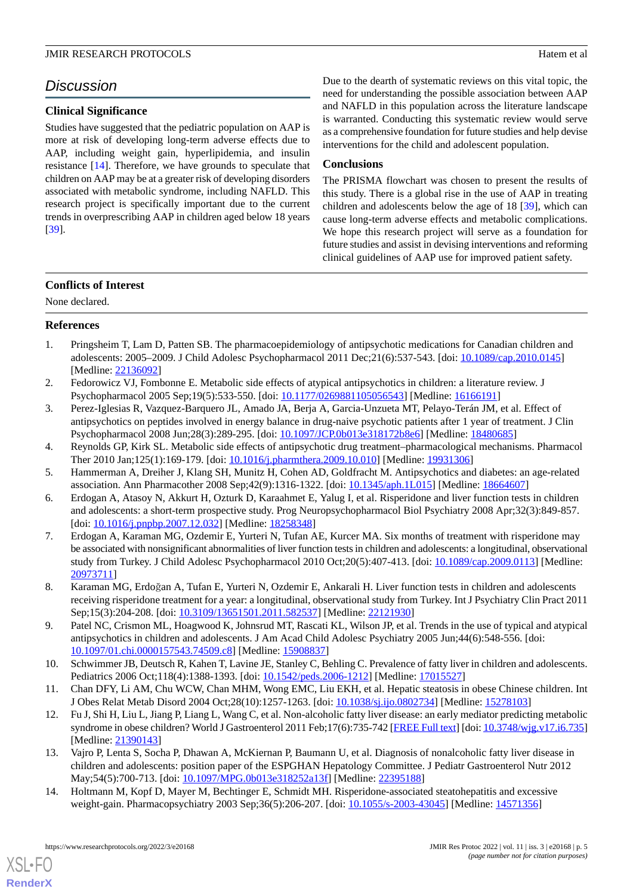## Discussion

### Clinical Significance

Studies have suggested that the pediatric population on AAP is more at risk of developing long-term adverse effects due to AAP, including weight gain, hyperlipidemia, and insulin resistance [14]. Therefore, we have grounds to speculate that children on AAP may be at a greater risk of developing disorders associated with metabolic syndrome, including NAFLD. This research project is specifically important due to the current trends in overprescribing AAP in children aged below 18 years [39].

Due to the dearth of systematic reviews on this vital topic, the need for understanding the possible association between AAP and NAFLD in this population across the literature landscape is warranted. Conducting this systematic review would serve as a comprehensive foundation for future studies and help devise interventions for the child and adolescent population.

### Conclusions

The PRISMA flowchart was chosen to present the results of this study. There is a global rise in the use of AAP in treating children and adolescents below the age of 18 [39], which can cause long-term adverse effects and metabolic complications. We hope this research project will serve as a foundation for future studies and assist in devising interventions and reforming clinical guidelines of AAP use for improved patient safety.

### Conflicts of Interest

None declared.

### References

1. Pringsheim T, Lam D, Patten SB. The pharmacoepidemiology of antipsychotic medications for Canadian children and adolescents: 2005–2009. J Child Adolesc Psychopharmacol 2011 Dec;21(6):537-543. [doi: 10.1089/cap.2010.0145] [Medline: 22136092]
2. Fedorowicz VJ, Fombonne E. Metabolic side effects of atypical antipsychotics in children: a literature review. J Psychopharmacol 2005 Sep;19(5):533-550. [doi: 10.1177/0269881105056543] [Medline: 16166191]
3. Perez-Iglesias R, Vazquez-Barquero JL, Amado JA, Berja A, Garcia-Unzueta MT, Pelayo-Terán JM, et al. Effect of antipsychotics on peptides involved in energy balance in drug-naive psychotic patients after 1 year of treatment. J Clin Psychopharmacol 2008 Jun;28(3):289-295. [doi: 10.1097/JCP.0b013e318172b8e6] [Medline: 18480685]
4. Reynolds GP, Kirk SL. Metabolic side effects of antipsychotic drug treatment–pharmacological mechanisms. Pharmacol Ther 2010 Jan;125(1):169-179. [doi: 10.1016/j.pharmthera.2009.10.010] [Medline: 19931306]
5. Hammerman A, Dreiher J, Klang SH, Munitz H, Cohen AD, Goldfracht M. Antipsychotics and diabetes: an age-related association. Ann Pharmacother 2008 Sep;42(9):1316-1322. [doi: 10.1345/aph.1L015] [Medline: 18664607]
6. Erdogan A, Atasoy N, Akkurt H, Ozturk D, Karaahmet E, Yalug I, et al. Risperidone and liver function tests in children and adolescents: a short-term prospective study. Prog Neuropsychopharmacol Biol Psychiatry 2008 Apr;32(3):849-857. [doi: 10.1016/j.pnpbp.2007.12.032] [Medline: 18258348]
7. Erdogan A, Karaman MG, Ozdemir E, Yurteri N, Tufan AE, Kurcer MA. Six months of treatment with risperidone may be associated with nonsignificant abnormalities of liver function tests in children and adolescents: a longitudinal, observational study from Turkey. J Child Adolesc Psychopharmacol 2010 Oct;20(5):407-413. [doi: 10.1089/cap.2009.0113] [Medline: 20973711]
8. Karaman MG, Erdoğan A, Tufan E, Yurteri N, Ozdemir E, Ankarali H. Liver function tests in children and adolescents receiving risperidone treatment for a year: a longitudinal, observational study from Turkey. Int J Psychiatry Clin Pract 2011 Sep;15(3):204-208. [doi: 10.3109/13651501.2011.582537] [Medline: 22121930]
9. Patel NC, Crismon ML, Hoagwood K, Johnsrud MT, Rascati KL, Wilson JP, et al. Trends in the use of typical and atypical antipsychotics in children and adolescents. J Am Acad Child Adolesc Psychiatry 2005 Jun;44(6):548-556. [doi: 10.1097/01.chi.0000157543.74509.c8] [Medline: 15908837]
10. Schwimmer JB, Deutsch R, Kahen T, Lavine JE, Stanley C, Behling C. Prevalence of fatty liver in children and adolescents. Pediatrics 2006 Oct;118(4):1388-1393. [doi: 10.1542/peds.2006-1212] [Medline: 17015527]
11. Chan DFY, Li AM, Chu WCW, Chan MHM, Wong EMC, Liu EKH, et al. Hepatic steatosis in obese Chinese children. Int J Obes Relat Metab Disord 2004 Oct;28(10):1257-1263. [doi: 10.1038/sj.ijo.0802734] [Medline: 15278103]
12. Fu J, Shi H, Liu L, Jiang P, Liang L, Wang C, et al. Non-alcoholic fatty liver disease: an early mediator predicting metabolic syndrome in obese children? World J Gastroenterol 2011 Feb;17(6):735-742 [FREE Full text] [doi: 10.3748/wjg.v17.i6.735] [Medline: 21390143]
13. Vajro P, Lenta S, Socha P, Dhawan A, McKiernan P, Baumann U, et al. Diagnosis of nonalcoholic fatty liver disease in children and adolescents: position paper of the ESPGHAN Hepatology Committee. J Pediatr Gastroenterol Nutr 2012 May;54(5):700-713. [doi: 10.1097/MPG.0b013e318252a13f] [Medline: 22395188]
14. Holtmann M, Kopf D, Mayer M, Bechtinger E, Schmidt MH. Risperidone-associated steatohepatitis and excessive weight-gain. Pharmacopsychiatry 2003 Sep;36(5):206-207. [doi: 10.1055/s-2003-43045] [Medline: 14571356]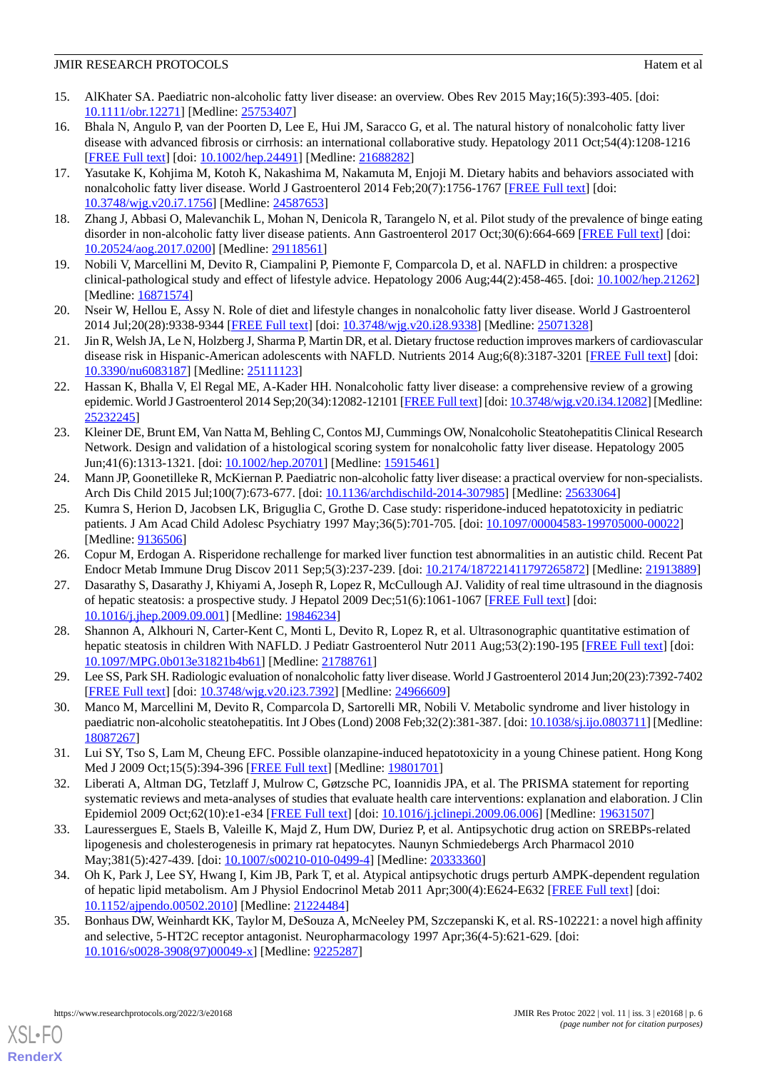15. AlKhater SA. Paediatric non-alcoholic fatty liver disease: an overview. Obes Rev 2015 May;16(5):393-405. [doi: 10.1111/obr.12271] [Medline: 25753407]
16. Bhala N, Angulo P, van der Poorten D, Lee E, Hui JM, Saracco G, et al. The natural history of nonalcoholic fatty liver disease with advanced fibrosis or cirrhosis: an international collaborative study. Hepatology 2011 Oct;54(4):1208-1216 [FREE Full text] [doi: 10.1002/hep.24491] [Medline: 21688282]
17. Yasutake K, Kohjima M, Kotoh K, Nakashima M, Nakamuta M, Enjoji M. Dietary habits and behaviors associated with nonalcoholic fatty liver disease. World J Gastroenterol 2014 Feb;20(7):1756-1767 [FREE Full text] [doi: 10.3748/wjg.v20.i7.1756] [Medline: 24587653]
18. Zhang J, Abbasi O, Malevanchik L, Mohan N, Denicola R, Tarangelo N, et al. Pilot study of the prevalence of binge eating disorder in non-alcoholic fatty liver disease patients. Ann Gastroenterol 2017 Oct;30(6):664-669 [FREE Full text] [doi: 10.20524/aog.2017.0200] [Medline: 29118561]
19. Nobili V, Marcellini M, Devito R, Ciampalini P, Piemonte F, Comparcola D, et al. NAFLD in children: a prospective clinical-pathological study and effect of lifestyle advice. Hepatology 2006 Aug;44(2):458-465. [doi: 10.1002/hep.21262] [Medline: 16871574]
20. Nseir W, Hellou E, Assy N. Role of diet and lifestyle changes in nonalcoholic fatty liver disease. World J Gastroenterol 2014 Jul;20(28):9338-9344 [FREE Full text] [doi: 10.3748/wjg.v20.i28.9338] [Medline: 25071328]
21. Jin R, Welsh JA, Le N, Holzberg J, Sharma P, Martin DR, et al. Dietary fructose reduction improves markers of cardiovascular disease risk in Hispanic-American adolescents with NAFLD. Nutrients 2014 Aug;6(8):3187-3201 [FREE Full text] [doi: 10.3390/nu6083187] [Medline: 25111123]
22. Hassan K, Bhalla V, El Regal ME, A-Kader HH. Nonalcoholic fatty liver disease: a comprehensive review of a growing epidemic. World J Gastroenterol 2014 Sep;20(34):12082-12101 [FREE Full text] [doi: 10.3748/wjg.v20.i34.12082] [Medline: 25232245]
23. Kleiner DE, Brunt EM, Van Natta M, Behling C, Contos MJ, Cummings OW, Nonalcoholic Steatohepatitis Clinical Research Network. Design and validation of a histological scoring system for nonalcoholic fatty liver disease. Hepatology 2005 Jun;41(6):1313-1321. [doi: 10.1002/hep.20701] [Medline: 15915461]
24. Mann JP, Goonetilleke R, McKiernan P. Paediatric non-alcoholic fatty liver disease: a practical overview for non-specialists. Arch Dis Child 2015 Jul;100(7):673-677. [doi: 10.1136/archdischild-2014-307985] [Medline: 25633064]
25. Kumra S, Herion D, Jacobsen LK, Briguglia C, Grothe D. Case study: risperidone-induced hepatotoxicity in pediatric patients. J Am Acad Child Adolesc Psychiatry 1997 May;36(5):701-705. [doi: 10.1097/00004583-199705000-00022] [Medline: 9136506]
26. Copur M, Erdogan A. Risperidone rechallenge for marked liver function test abnormalities in an autistic child. Recent Pat Endocr Metab Immune Drug Discov 2011 Sep;5(3):237-239. [doi: 10.2174/187221411797265872] [Medline: 21913889]
27. Dasarathy S, Dasarathy J, Khiyami A, Joseph R, Lopez R, McCullough AJ. Validity of real time ultrasound in the diagnosis of hepatic steatosis: a prospective study. J Hepatol 2009 Dec;51(6):1061-1067 [FREE Full text] [doi: 10.1016/j.jhep.2009.09.001] [Medline: 19846234]
28. Shannon A, Alkhouri N, Carter-Kent C, Monti L, Devito R, Lopez R, et al. Ultrasonographic quantitative estimation of hepatic steatosis in children With NAFLD. J Pediatr Gastroenterol Nutr 2011 Aug;53(2):190-195 [FREE Full text] [doi: 10.1097/MPG.0b013e31821b4b61] [Medline: 21788761]
29. Lee SS, Park SH. Radiologic evaluation of nonalcoholic fatty liver disease. World J Gastroenterol 2014 Jun;20(23):7392-7402 [FREE Full text] [doi: 10.3748/wjg.v20.i23.7392] [Medline: 24966609]
30. Manco M, Marcellini M, Devito R, Comparcola D, Sartorelli MR, Nobili V. Metabolic syndrome and liver histology in paediatric non-alcoholic steatohepatitis. Int J Obes (Lond) 2008 Feb;32(2):381-387. [doi: 10.1038/sj.ijo.0803711] [Medline: 18087267]
31. Lui SY, Tso S, Lam M, Cheung EFC. Possible olanzapine-induced hepatotoxicity in a young Chinese patient. Hong Kong Med J 2009 Oct;15(5):394-396 [FREE Full text] [Medline: 19801701]
32. Liberati A, Altman DG, Tetzlaff J, Mulrow C, Gøtzsche PC, Ioannidis JPA, et al. The PRISMA statement for reporting systematic reviews and meta-analyses of studies that evaluate health care interventions: explanation and elaboration. J Clin Epidemiol 2009 Oct;62(10):e1-e34 [FREE Full text] [doi: 10.1016/j.jclinepi.2009.06.006] [Medline: 19631507]
33. Lauressergues E, Staels B, Valeille K, Majd Z, Hum DW, Duriez P, et al. Antipsychotic drug action on SREBPs-related lipogenesis and cholesterogenesis in primary rat hepatocytes. Naunyn Schmiedebergs Arch Pharmacol 2010 May;381(5):427-439. [doi: 10.1007/s00210-010-0499-4] [Medline: 20333360]
34. Oh K, Park J, Lee SY, Hwang I, Kim JB, Park T, et al. Atypical antipsychotic drugs perturb AMPK-dependent regulation of hepatic lipid metabolism. Am J Physiol Endocrinol Metab 2011 Apr;300(4):E624-E632 [FREE Full text] [doi: 10.1152/ajpendo.00502.2010] [Medline: 21224484]
35. Bonhaus DW, Weinhardt KK, Taylor M, DeSouza A, McNeeley PM, Szczepanski K, et al. RS-102221: a novel high affinity and selective, 5-HT2C receptor antagonist. Neuropharmacology 1997 Apr;36(4-5):621-629. [doi: 10.1016/s0028-3908(97)00049-x] [Medline: 9225287]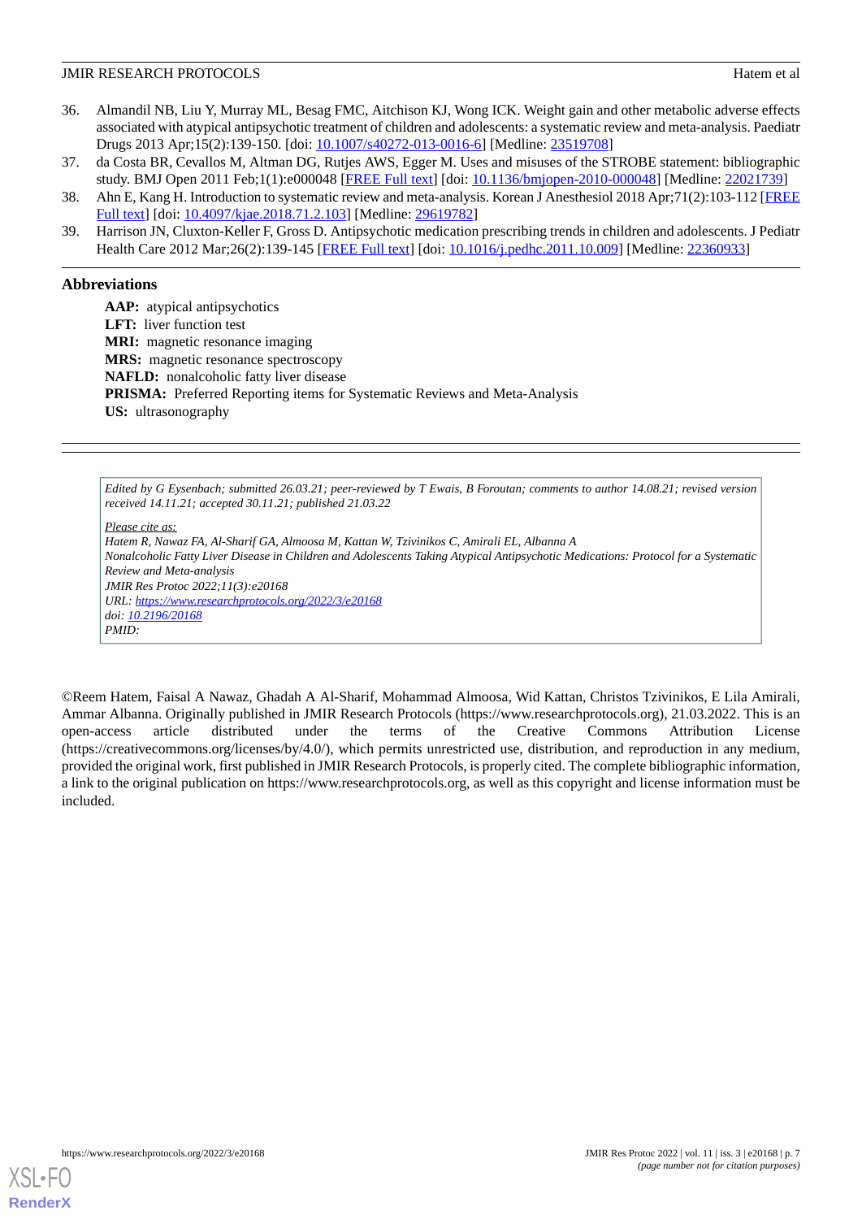36. Almandil NB, Liu Y, Murray ML, Besag FMC, Aitchison KJ, Wong ICK. Weight gain and other metabolic adverse effects associated with atypical antipsychotic treatment of children and adolescents: a systematic review and meta-analysis. Paediatr Drugs 2013 Apr;15(2):139-150. [doi: 10.1007/s40272-013-0016-6] [Medline: 23519708]
37. da Costa BR, Cevallos M, Altman DG, Rutjes AWS, Egger M. Uses and misuses of the STROBE statement: bibliographic study. BMJ Open 2011 Feb;1(1):e000048 [FREE Full text] [doi: 10.1136/bmjopen-2010-000048] [Medline: 22021739]
38. Ahn E, Kang H. Introduction to systematic review and meta-analysis. Korean J Anesthesiol 2018 Apr;71(2):103-112 [FREE Full text] [doi: 10.4097/kjae.2018.71.2.103] [Medline: 29619782]
39. Harrison JN, Cluxton-Keller F, Gross D. Antipsychotic medication prescribing trends in children and adolescents. J Pediatr Health Care 2012 Mar;26(2):139-145 [FREE Full text] [doi: 10.1016/j.pedhc.2011.10.009] [Medline: 22360933]

## Abbreviations

**AAP:** atypical antipsychotics
**LFT:** liver function test
**MRI:** magnetic resonance imaging
**MRS:** magnetic resonance spectroscopy
**NAFLD:** nonalcoholic fatty liver disease
**PRISMA:** Preferred Reporting items for Systematic Reviews and Meta-Analysis
**US:** ultrasonography

*Edited by G Eysenbach; submitted 26.03.21; peer-reviewed by T Ewais, B Foroutan; comments to author 14.08.21; revised version received 14.11.21; accepted 30.11.21; published 21.03.22*

*Please cite as:*
*Hatem R, Nawaz FA, Al-Sharif GA, Almoosa M, Kattan W, Tzivinikos C, Amirali EL, Albanna A*
*Nonalcoholic Fatty Liver Disease in Children and Adolescents Taking Atypical Antipsychotic Medications: Protocol for a Systematic Review and Meta-analysis*
*JMIR Res Protoc 2022;11(3):e20168*
*URL: https://www.researchprotocols.org/2022/3/e20168*
*doi: 10.2196/20168*
*PMID:*

©Reem Hatem, Faisal A Nawaz, Ghadah A Al-Sharif, Mohammad Almoosa, Wid Kattan, Christos Tzivinikos, E Lila Amirali, Ammar Albanna. Originally published in JMIR Research Protocols (https://www.researchprotocols.org), 21.03.2022. This is an open-access article distributed under the terms of the Creative Commons Attribution License (https://creativecommons.org/licenses/by/4.0/), which permits unrestricted use, distribution, and reproduction in any medium, provided the original work, first published in JMIR Research Protocols, is properly cited. The complete bibliographic information, a link to the original publication on https://www.researchprotocols.org, as well as this copyright and license information must be included.